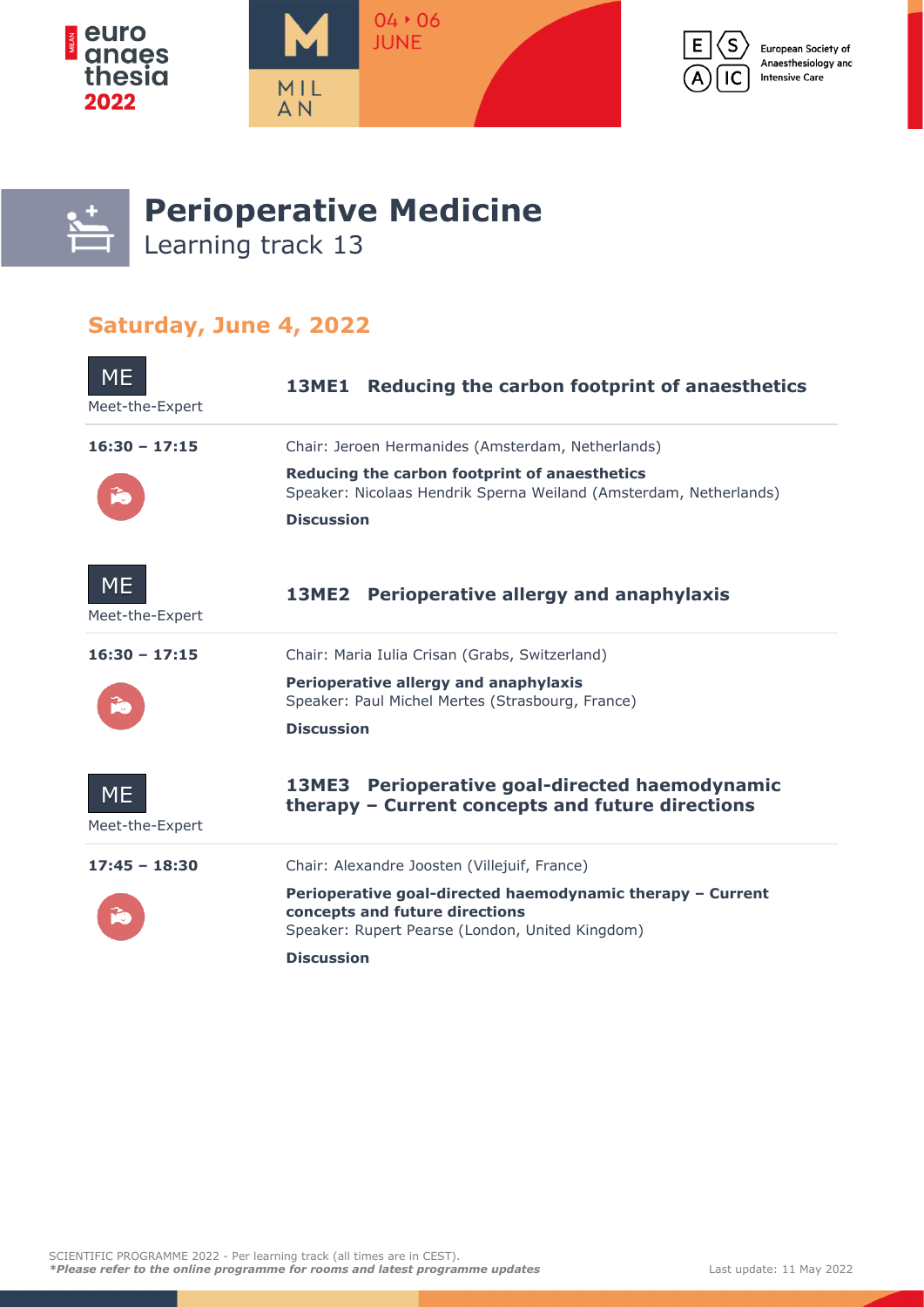# Perioperative Medicine

Learning track 13

## Saturday, June 4, 2022

### ME Meet-the-Expert — 13ME1 Reducing the carbon footprint of anaesthetics

**16:30 – 17:15**

Chair: Jeroen Hermanides (Amsterdam, Netherlands)

**Reducing the carbon footprint of anaesthetics**
Speaker: Nicolaas Hendrik Sperna Weiland (Amsterdam, Netherlands)

**Discussion**

### ME Meet-the-Expert — 13ME2 Perioperative allergy and anaphylaxis

**16:30 – 17:15**

Chair: Maria Iulia Crisan (Grabs, Switzerland)

**Perioperative allergy and anaphylaxis**
Speaker: Paul Michel Mertes (Strasbourg, France)

**Discussion**

### ME Meet-the-Expert — 13ME3 Perioperative goal-directed haemodynamic therapy – Current concepts and future directions

**17:45 – 18:30**

Chair: Alexandre Joosten (Villejuif, France)

**Perioperative goal-directed haemodynamic therapy – Current concepts and future directions**
Speaker: Rupert Pearse (London, United Kingdom)

**Discussion**

SCIENTIFIC PROGRAMME 2022 - Per learning track (all times are in CEST).
***Please refer to the online programme for rooms and latest programme updates**

Last update: 11 May 2022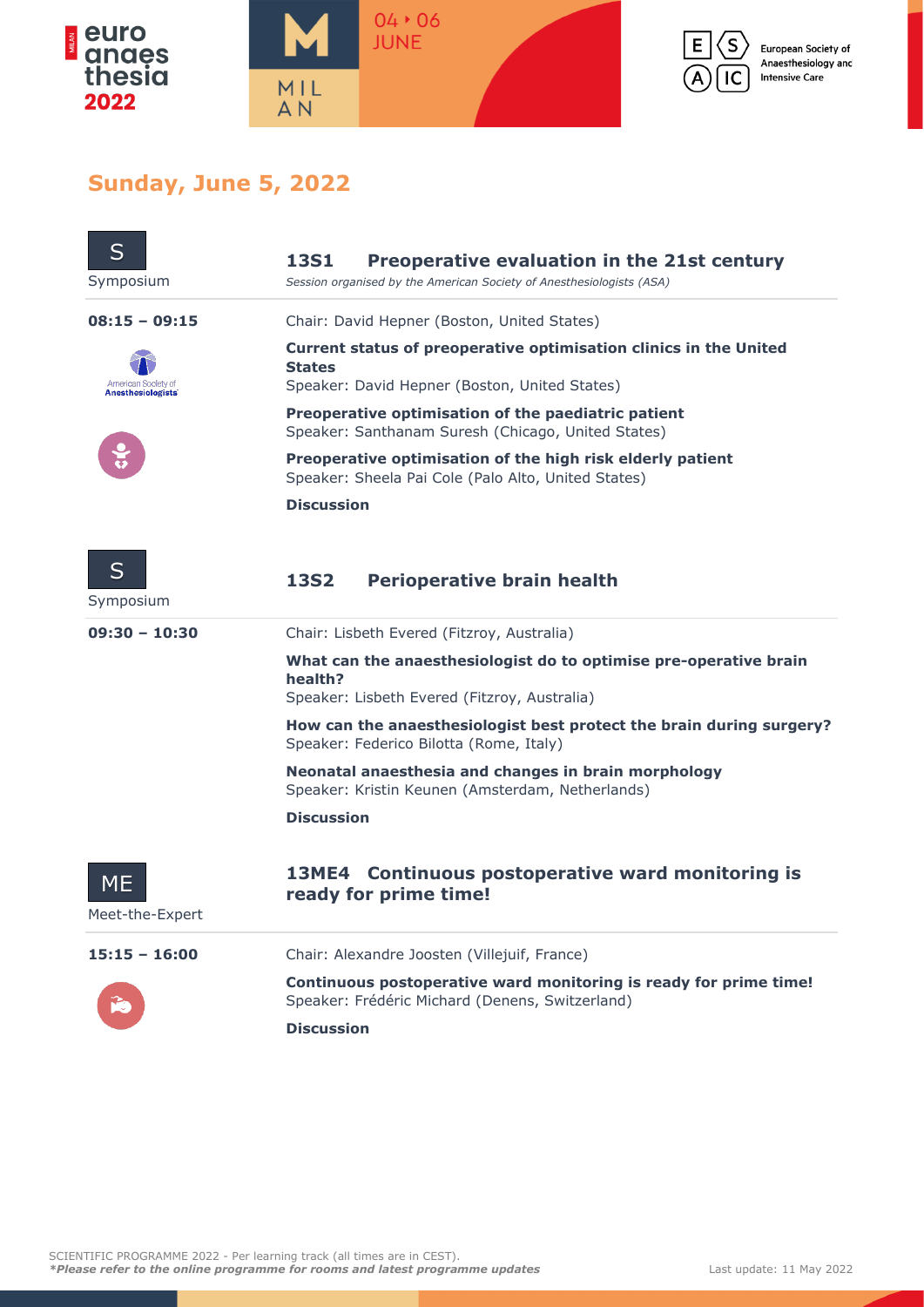## Sunday, June 5, 2022

**S** Symposium

### 13S1 Preoperative evaluation in the 21st century

*Session organised by the American Society of Anesthesiologists (ASA)*

**08:15 – 09:15**

Chair: David Hepner (Boston, United States)

**Current status of preoperative optimisation clinics in the United States**
Speaker: David Hepner (Boston, United States)

**Preoperative optimisation of the paediatric patient**
Speaker: Santhanam Suresh (Chicago, United States)

**Preoperative optimisation of the high risk elderly patient**
Speaker: Sheela Pai Cole (Palo Alto, United States)

**Discussion**

**S** Symposium

### 13S2 Perioperative brain health

**09:30 – 10:30**

Chair: Lisbeth Evered (Fitzroy, Australia)

**What can the anaesthesiologist do to optimise pre-operative brain health?**
Speaker: Lisbeth Evered (Fitzroy, Australia)

**How can the anaesthesiologist best protect the brain during surgery?**
Speaker: Federico Bilotta (Rome, Italy)

**Neonatal anaesthesia and changes in brain morphology**
Speaker: Kristin Keunen (Amsterdam, Netherlands)

**Discussion**

**ME** Meet-the-Expert

### 13ME4 Continuous postoperative ward monitoring is ready for prime time!

**15:15 – 16:00**

Chair: Alexandre Joosten (Villejuif, France)

**Continuous postoperative ward monitoring is ready for prime time!**
Speaker: Frédéric Michard (Denens, Switzerland)

**Discussion**

SCIENTIFIC PROGRAMME 2022 - Per learning track (all times are in CEST).
***Please refer to the online programme for rooms and latest programme updates***

Last update: 11 May 2022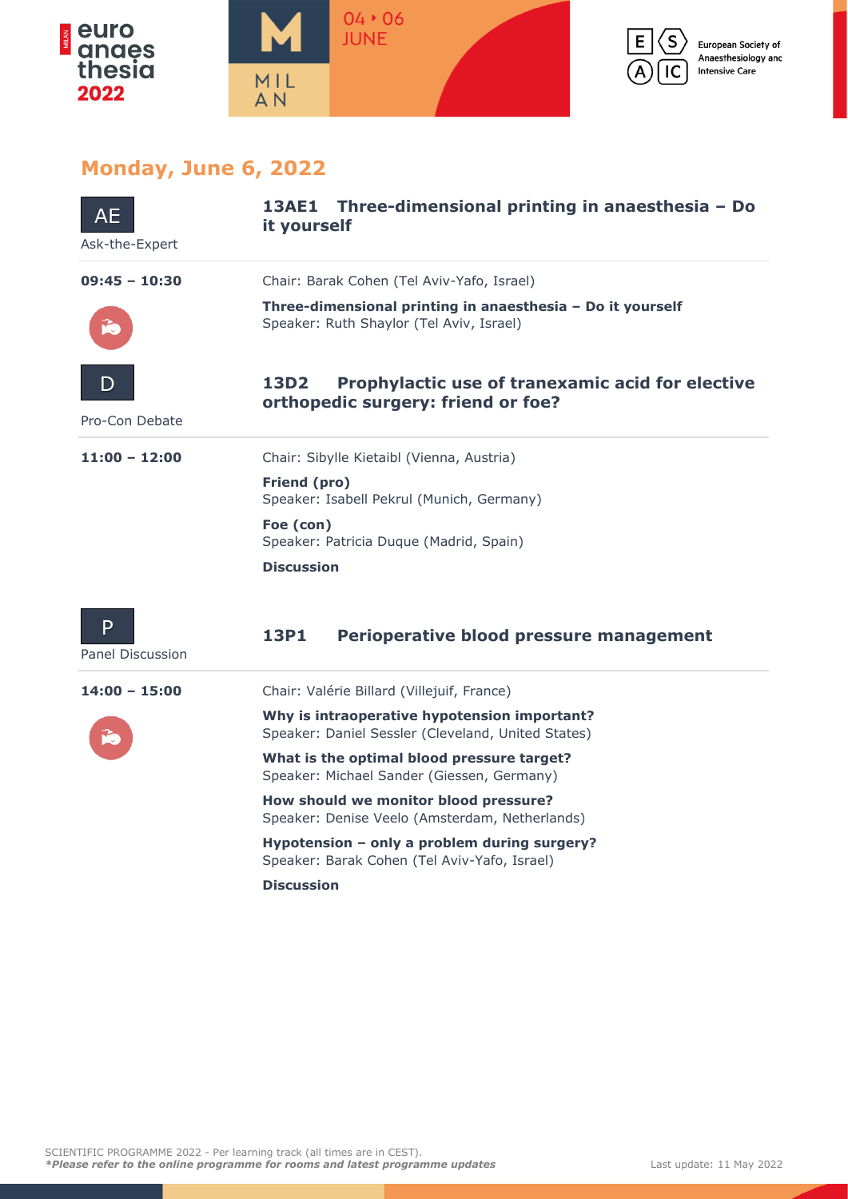## Monday, June 6, 2022

**AE**
Ask-the-Expert

### 13AE1 Three-dimensional printing in anaesthesia – Do it yourself

**09:45 – 10:30**

Chair: Barak Cohen (Tel Aviv-Yafo, Israel)

**Three-dimensional printing in anaesthesia – Do it yourself**
Speaker: Ruth Shaylor (Tel Aviv, Israel)

**D**
Pro-Con Debate

### 13D2 Prophylactic use of tranexamic acid for elective orthopedic surgery: friend or foe?

**11:00 – 12:00**

Chair: Sibylle Kietaibl (Vienna, Austria)

**Friend (pro)**
Speaker: Isabell Pekrul (Munich, Germany)

**Foe (con)**
Speaker: Patricia Duque (Madrid, Spain)

**Discussion**

**P**
Panel Discussion

### 13P1 Perioperative blood pressure management

**14:00 – 15:00**

Chair: Valérie Billard (Villejuif, France)

**Why is intraoperative hypotension important?**
Speaker: Daniel Sessler (Cleveland, United States)

**What is the optimal blood pressure target?**
Speaker: Michael Sander (Giessen, Germany)

**How should we monitor blood pressure?**
Speaker: Denise Veelo (Amsterdam, Netherlands)

**Hypotension – only a problem during surgery?**
Speaker: Barak Cohen (Tel Aviv-Yafo, Israel)

**Discussion**